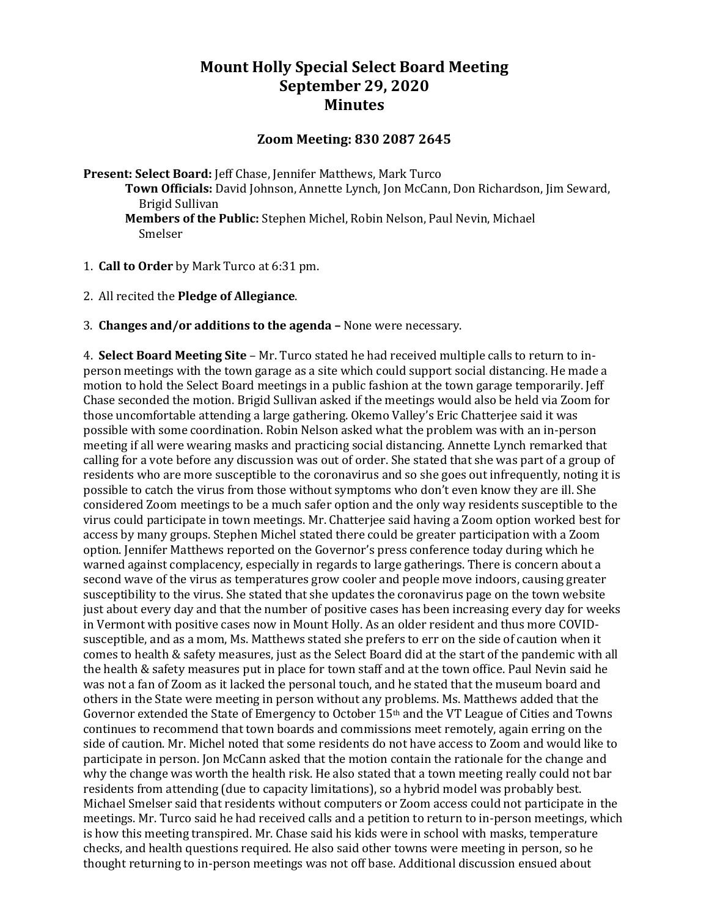# Mount Holly Special Select Board Meeting
# September 29, 2020
# Minutes

## Zoom Meeting: 830 2087 2645

**Present: Select Board:** Jeff Chase, Jennifer Matthews, Mark Turco
**Town Officials:** David Johnson, Annette Lynch, Jon McCann, Don Richardson, Jim Seward, Brigid Sullivan
**Members of the Public:** Stephen Michel, Robin Nelson, Paul Nevin, Michael Smelser

1. **Call to Order** by Mark Turco at 6:31 pm.

2. All recited the **Pledge of Allegiance**.

3. **Changes and/or additions to the agenda –** None were necessary.

4. **Select Board Meeting Site** – Mr. Turco stated he had received multiple calls to return to in-person meetings with the town garage as a site which could support social distancing. He made a motion to hold the Select Board meetings in a public fashion at the town garage temporarily. Jeff Chase seconded the motion. Brigid Sullivan asked if the meetings would also be held via Zoom for those uncomfortable attending a large gathering. Okemo Valley's Eric Chatterjee said it was possible with some coordination. Robin Nelson asked what the problem was with an in-person meeting if all were wearing masks and practicing social distancing. Annette Lynch remarked that calling for a vote before any discussion was out of order. She stated that she was part of a group of residents who are more susceptible to the coronavirus and so she goes out infrequently, noting it is possible to catch the virus from those without symptoms who don't even know they are ill. She considered Zoom meetings to be a much safer option and the only way residents susceptible to the virus could participate in town meetings. Mr. Chatterjee said having a Zoom option worked best for access by many groups. Stephen Michel stated there could be greater participation with a Zoom option. Jennifer Matthews reported on the Governor's press conference today during which he warned against complacency, especially in regards to large gatherings. There is concern about a second wave of the virus as temperatures grow cooler and people move indoors, causing greater susceptibility to the virus. She stated that she updates the coronavirus page on the town website just about every day and that the number of positive cases has been increasing every day for weeks in Vermont with positive cases now in Mount Holly. As an older resident and thus more COVID-susceptible, and as a mom, Ms. Matthews stated she prefers to err on the side of caution when it comes to health & safety measures, just as the Select Board did at the start of the pandemic with all the health & safety measures put in place for town staff and at the town office. Paul Nevin said he was not a fan of Zoom as it lacked the personal touch, and he stated that the museum board and others in the State were meeting in person without any problems. Ms. Matthews added that the Governor extended the State of Emergency to October 15th and the VT League of Cities and Towns continues to recommend that town boards and commissions meet remotely, again erring on the side of caution. Mr. Michel noted that some residents do not have access to Zoom and would like to participate in person. Jon McCann asked that the motion contain the rationale for the change and why the change was worth the health risk. He also stated that a town meeting really could not bar residents from attending (due to capacity limitations), so a hybrid model was probably best. Michael Smelser said that residents without computers or Zoom access could not participate in the meetings. Mr. Turco said he had received calls and a petition to return to in-person meetings, which is how this meeting transpired. Mr. Chase said his kids were in school with masks, temperature checks, and health questions required. He also said other towns were meeting in person, so he thought returning to in-person meetings was not off base. Additional discussion ensued about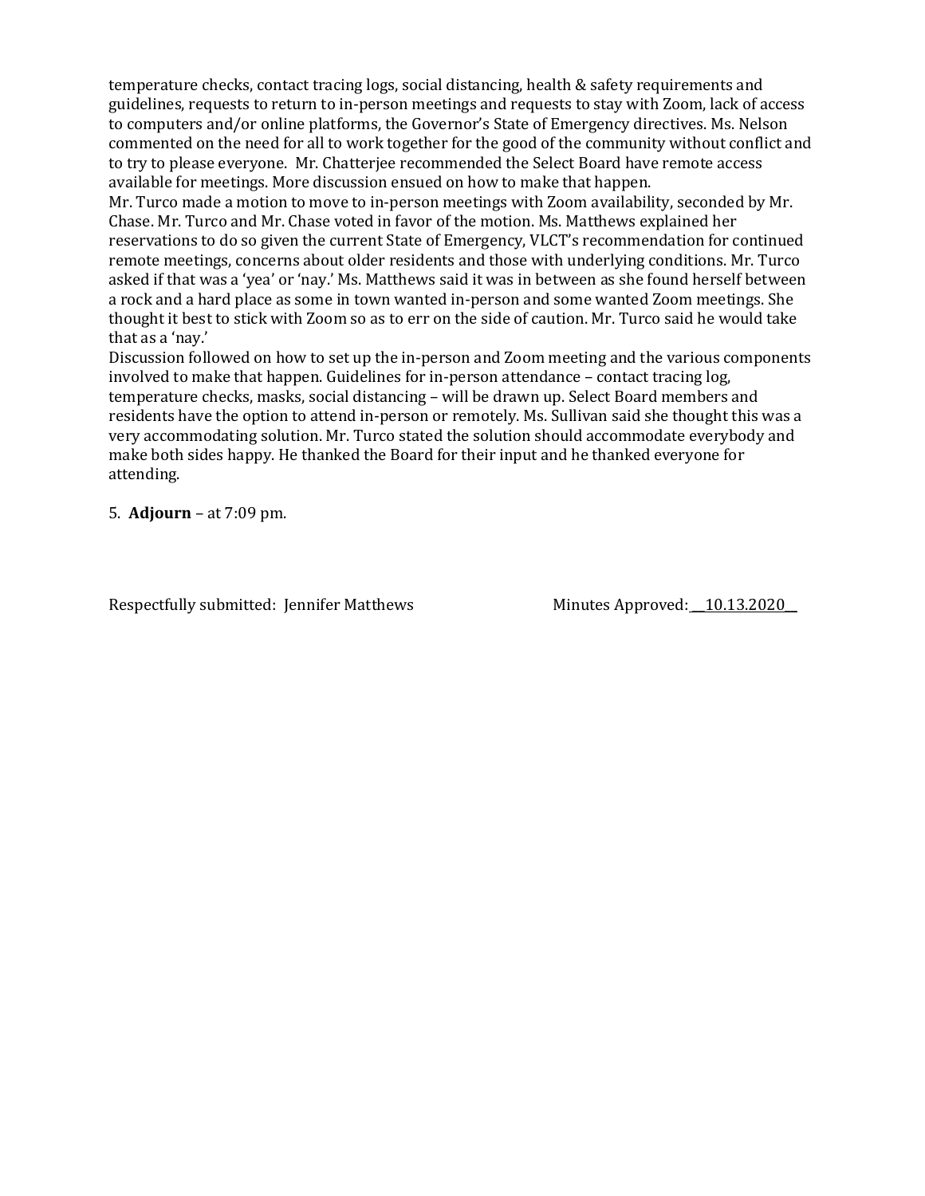temperature checks, contact tracing logs, social distancing, health & safety requirements and guidelines, requests to return to in-person meetings and requests to stay with Zoom, lack of access to computers and/or online platforms, the Governor's State of Emergency directives. Ms. Nelson commented on the need for all to work together for the good of the community without conflict and to try to please everyone. Mr. Chatterjee recommended the Select Board have remote access available for meetings. More discussion ensued on how to make that happen.

Mr. Turco made a motion to move to in-person meetings with Zoom availability, seconded by Mr. Chase. Mr. Turco and Mr. Chase voted in favor of the motion. Ms. Matthews explained her reservations to do so given the current State of Emergency, VLCT's recommendation for continued remote meetings, concerns about older residents and those with underlying conditions. Mr. Turco asked if that was a 'yea' or 'nay.' Ms. Matthews said it was in between as she found herself between a rock and a hard place as some in town wanted in-person and some wanted Zoom meetings. She thought it best to stick with Zoom so as to err on the side of caution. Mr. Turco said he would take that as a 'nay.'

Discussion followed on how to set up the in-person and Zoom meeting and the various components involved to make that happen. Guidelines for in-person attendance – contact tracing log, temperature checks, masks, social distancing – will be drawn up. Select Board members and residents have the option to attend in-person or remotely. Ms. Sullivan said she thought this was a very accommodating solution. Mr. Turco stated the solution should accommodate everybody and make both sides happy. He thanked the Board for their input and he thanked everyone for attending.

5. **Adjourn** – at 7:09 pm.

Respectfully submitted: Jennifer Matthews

Minutes Approved: __10.13.2020__